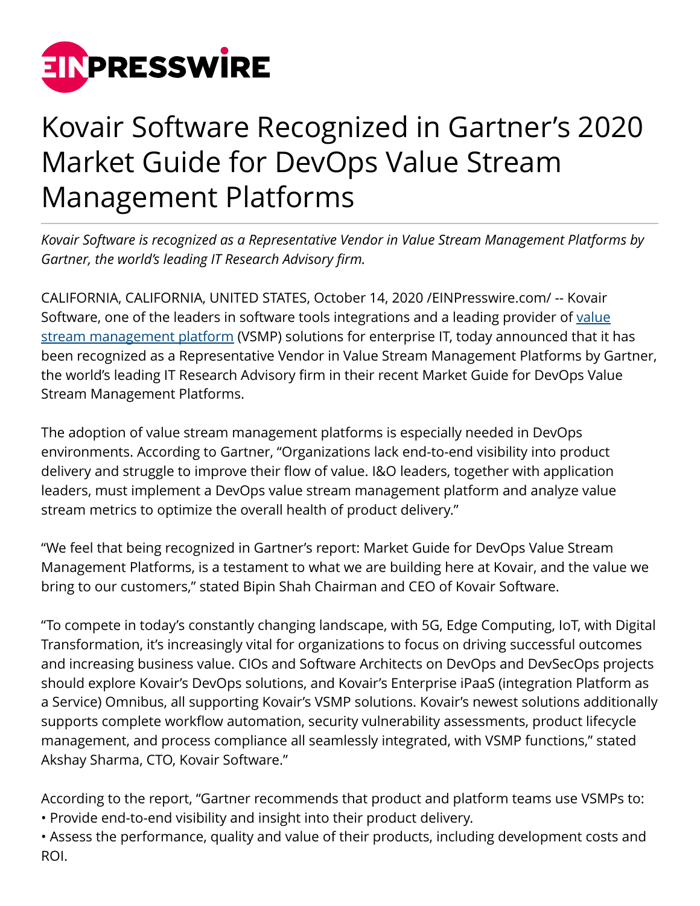# Kovair Software Recognized in Gartner's 2020 Market Guide for DevOps Value Stream Management Platforms

*Kovair Software is recognized as a Representative Vendor in Value Stream Management Platforms by Gartner, the world's leading IT Research Advisory firm.*

CALIFORNIA, CALIFORNIA, UNITED STATES, October 14, 2020 /EINPresswire.com/ -- Kovair Software, one of the leaders in software tools integrations and a leading provider of value stream management platform (VSMP) solutions for enterprise IT, today announced that it has been recognized as a Representative Vendor in Value Stream Management Platforms by Gartner, the world's leading IT Research Advisory firm in their recent Market Guide for DevOps Value Stream Management Platforms.

The adoption of value stream management platforms is especially needed in DevOps environments. According to Gartner, "Organizations lack end-to-end visibility into product delivery and struggle to improve their flow of value. I&O leaders, together with application leaders, must implement a DevOps value stream management platform and analyze value stream metrics to optimize the overall health of product delivery."

"We feel that being recognized in Gartner's report: Market Guide for DevOps Value Stream Management Platforms, is a testament to what we are building here at Kovair, and the value we bring to our customers," stated Bipin Shah Chairman and CEO of Kovair Software.

"To compete in today's constantly changing landscape, with 5G, Edge Computing, IoT, with Digital Transformation, it's increasingly vital for organizations to focus on driving successful outcomes and increasing business value. CIOs and Software Architects on DevOps and DevSecOps projects should explore Kovair's DevOps solutions, and Kovair's Enterprise iPaaS (integration Platform as a Service) Omnibus, all supporting Kovair's VSMP solutions. Kovair's newest solutions additionally supports complete workflow automation, security vulnerability assessments, product lifecycle management, and process compliance all seamlessly integrated, with VSMP functions," stated Akshay Sharma, CTO, Kovair Software."

According to the report, "Gartner recommends that product and platform teams use VSMPs to:
- Provide end-to-end visibility and insight into their product delivery.
- Assess the performance, quality and value of their products, including development costs and ROI.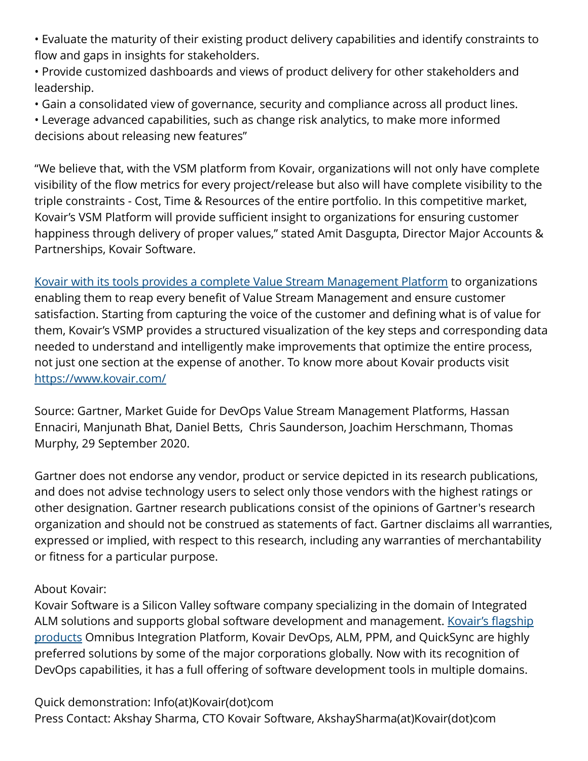- Evaluate the maturity of their existing product delivery capabilities and identify constraints to flow and gaps in insights for stakeholders.
- Provide customized dashboards and views of product delivery for other stakeholders and leadership.
- Gain a consolidated view of governance, security and compliance across all product lines.
- Leverage advanced capabilities, such as change risk analytics, to make more informed decisions about releasing new features"

"We believe that, with the VSM platform from Kovair, organizations will not only have complete visibility of the flow metrics for every project/release but also will have complete visibility to the triple constraints - Cost, Time & Resources of the entire portfolio. In this competitive market, Kovair's VSM Platform will provide sufficient insight to organizations for ensuring customer happiness through delivery of proper values," stated Amit Dasgupta, Director Major Accounts & Partnerships, Kovair Software.

Kovair with its tools provides a complete Value Stream Management Platform to organizations enabling them to reap every benefit of Value Stream Management and ensure customer satisfaction. Starting from capturing the voice of the customer and defining what is of value for them, Kovair's VSMP provides a structured visualization of the key steps and corresponding data needed to understand and intelligently make improvements that optimize the entire process, not just one section at the expense of another. To know more about Kovair products visit https://www.kovair.com/

Source: Gartner, Market Guide for DevOps Value Stream Management Platforms, Hassan Ennaciri, Manjunath Bhat, Daniel Betts, Chris Saunderson, Joachim Herschmann, Thomas Murphy, 29 September 2020.

Gartner does not endorse any vendor, product or service depicted in its research publications, and does not advise technology users to select only those vendors with the highest ratings or other designation. Gartner research publications consist of the opinions of Gartner's research organization and should not be construed as statements of fact. Gartner disclaims all warranties, expressed or implied, with respect to this research, including any warranties of merchantability or fitness for a particular purpose.

About Kovair:
Kovair Software is a Silicon Valley software company specializing in the domain of Integrated ALM solutions and supports global software development and management. Kovair's flagship products Omnibus Integration Platform, Kovair DevOps, ALM, PPM, and QuickSync are highly preferred solutions by some of the major corporations globally. Now with its recognition of DevOps capabilities, it has a full offering of software development tools in multiple domains.

Quick demonstration: Info(at)Kovair(dot)com
Press Contact: Akshay Sharma, CTO Kovair Software, AkshaySharma(at)Kovair(dot)com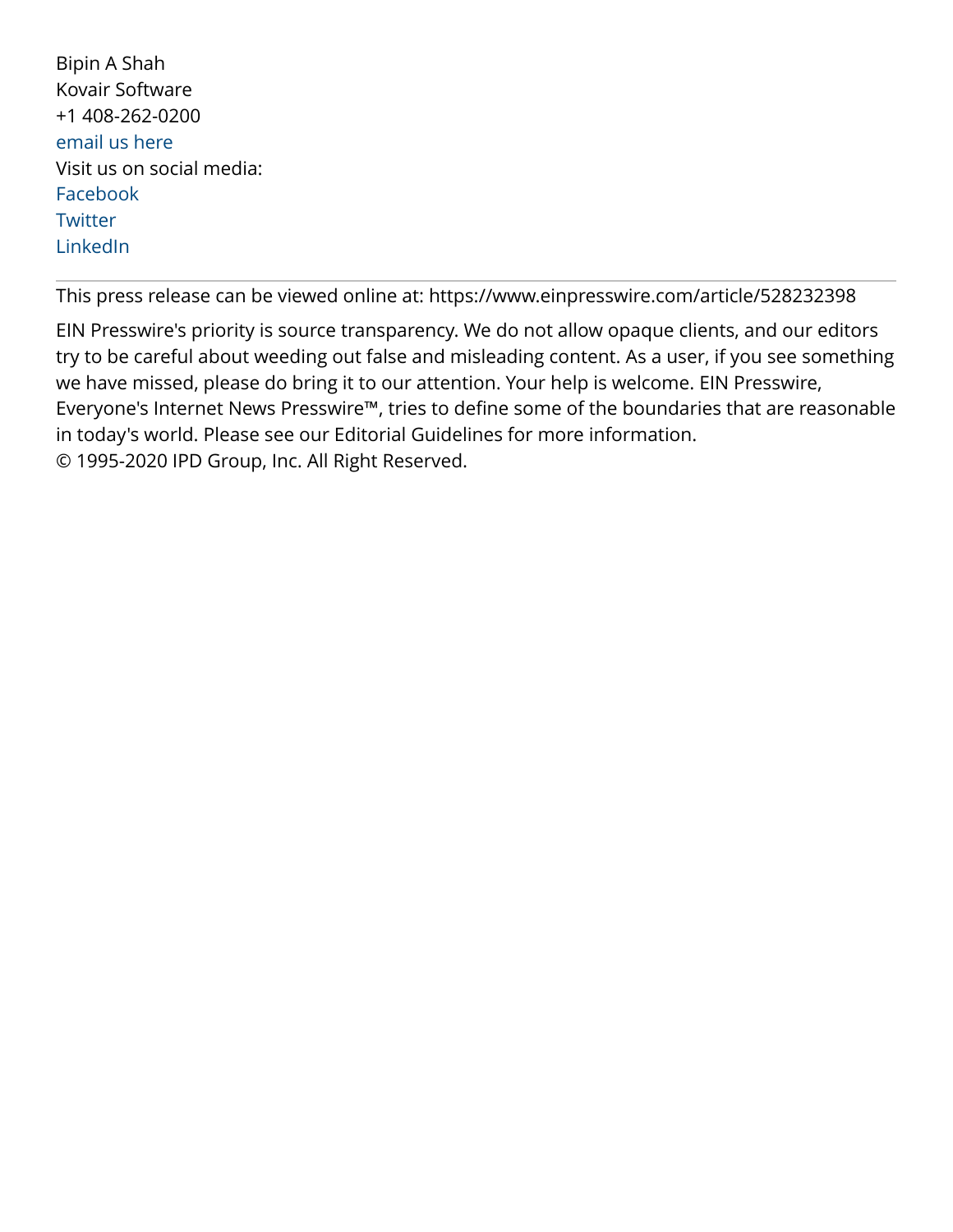Bipin A Shah
Kovair Software
+1 408-262-0200
email us here
Visit us on social media:
Facebook
Twitter
LinkedIn

---

This press release can be viewed online at: https://www.einpresswire.com/article/528232398

EIN Presswire's priority is source transparency. We do not allow opaque clients, and our editors try to be careful about weeding out false and misleading content. As a user, if you see something we have missed, please do bring it to our attention. Your help is welcome. EIN Presswire, Everyone's Internet News Presswire™, tries to define some of the boundaries that are reasonable in today's world. Please see our Editorial Guidelines for more information.
© 1995-2020 IPD Group, Inc. All Right Reserved.